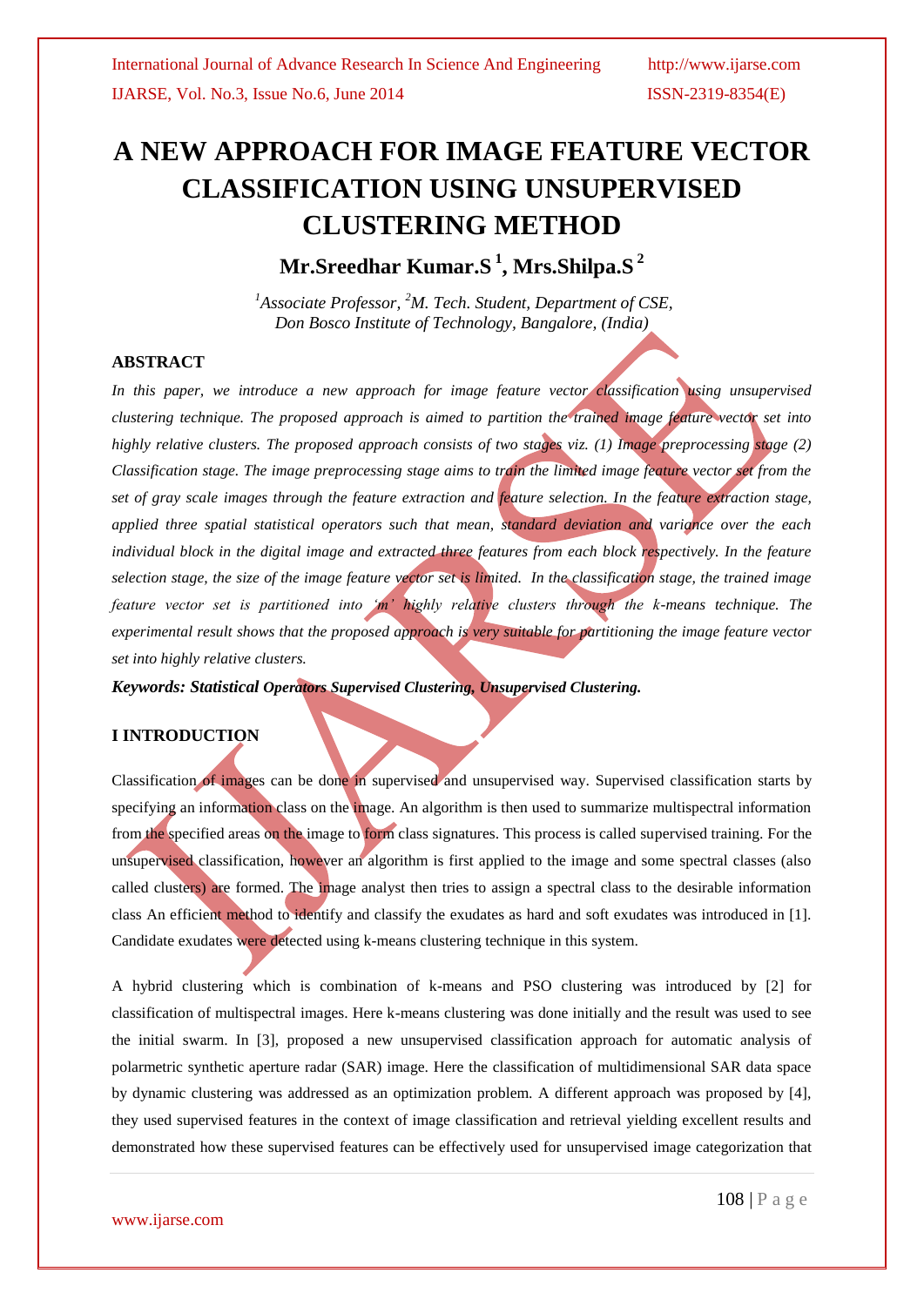# A NEW APPROACH FOR IMAGE FEATURE VECTOR CLASSIFICATION USING UNSUPERVISED CLUSTERING METHOD

**Mr.Sreedhar Kumar.S [1], Mrs.Shilpa.S [2]**

*[1]Associate Professor, [2]M. Tech. Student, Department of CSE, Don Bosco Institute of Technology, Bangalore, (India)*

## ABSTRACT

*In this paper, we introduce a new approach for image feature vector classification using unsupervised clustering technique. The proposed approach is aimed to partition the trained image feature vector set into highly relative clusters. The proposed approach consists of two stages viz. (1) Image preprocessing stage (2) Classification stage. The image preprocessing stage aims to train the limited image feature vector set from the set of gray scale images through the feature extraction and feature selection. In the feature extraction stage, applied three spatial statistical operators such that mean, standard deviation and variance over the each individual block in the digital image and extracted three features from each block respectively. In the feature selection stage, the size of the image feature vector set is limited. In the classification stage, the trained image feature vector set is partitioned into 'm' highly relative clusters through the k-means technique. The experimental result shows that the proposed approach is very suitable for partitioning the image feature vector set into highly relative clusters.*

***Keywords: Statistical Operators Supervised Clustering, Unsupervised Clustering.***

## I INTRODUCTION

Classification of images can be done in supervised and unsupervised way. Supervised classification starts by specifying an information class on the image. An algorithm is then used to summarize multispectral information from the specified areas on the image to form class signatures. This process is called supervised training. For the unsupervised classification, however an algorithm is first applied to the image and some spectral classes (also called clusters) are formed. The image analyst then tries to assign a spectral class to the desirable information class An efficient method to identify and classify the exudates as hard and soft exudates was introduced in [1]. Candidate exudates were detected using k-means clustering technique in this system.

A hybrid clustering which is combination of k-means and PSO clustering was introduced by [2] for classification of multispectral images. Here k-means clustering was done initially and the result was used to see the initial swarm. In [3], proposed a new unsupervised classification approach for automatic analysis of polarmetric synthetic aperture radar (SAR) image. Here the classification of multidimensional SAR data space by dynamic clustering was addressed as an optimization problem. A different approach was proposed by [4], they used supervised features in the context of image classification and retrieval yielding excellent results and demonstrated how these supervised features can be effectively used for unsupervised image categorization that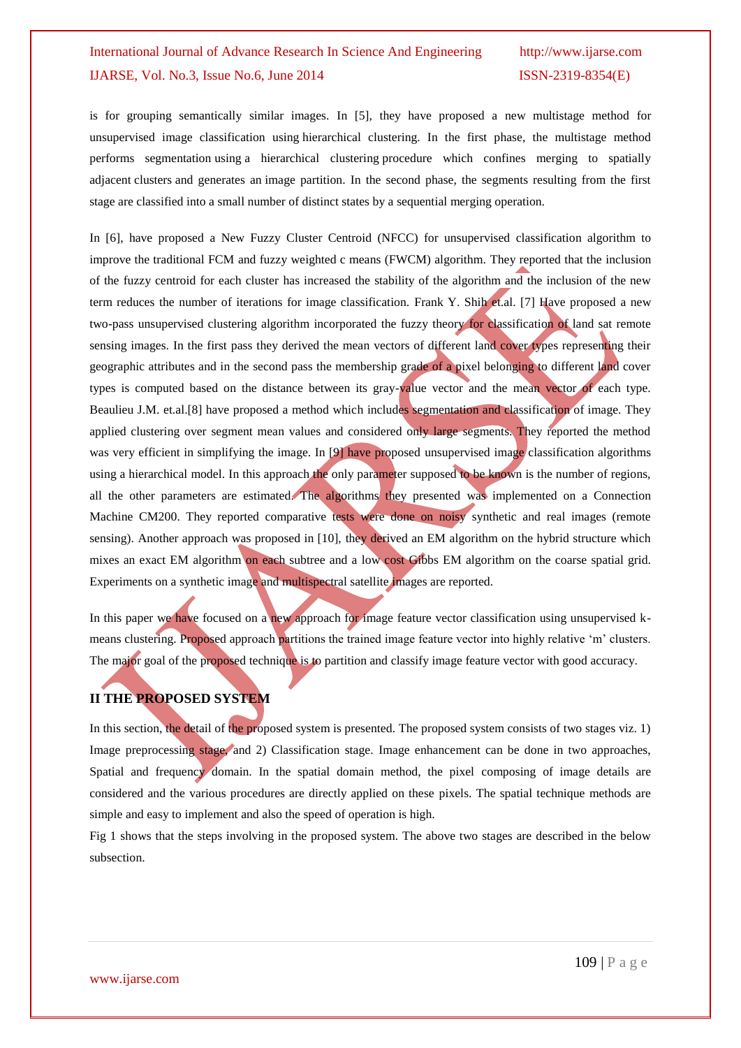is for grouping semantically similar images. In [5], they have proposed a new multistage method for unsupervised image classification using hierarchical clustering. In the first phase, the multistage method performs segmentation using a hierarchical clustering procedure which confines merging to spatially adjacent clusters and generates an image partition. In the second phase, the segments resulting from the first stage are classified into a small number of distinct states by a sequential merging operation.

In [6], have proposed a New Fuzzy Cluster Centroid (NFCC) for unsupervised classification algorithm to improve the traditional FCM and fuzzy weighted c means (FWCM) algorithm. They reported that the inclusion of the fuzzy centroid for each cluster has increased the stability of the algorithm and the inclusion of the new term reduces the number of iterations for image classification. Frank Y. Shih et.al. [7] Have proposed a new two-pass unsupervised clustering algorithm incorporated the fuzzy theory for classification of land sat remote sensing images. In the first pass they derived the mean vectors of different land cover types representing their geographic attributes and in the second pass the membership grade of a pixel belonging to different land cover types is computed based on the distance between its gray-value vector and the mean vector of each type. Beaulieu J.M. et.al.[8] have proposed a method which includes segmentation and classification of image. They applied clustering over segment mean values and considered only large segments. They reported the method was very efficient in simplifying the image. In [9] have proposed unsupervised image classification algorithms using a hierarchical model. In this approach the only parameter supposed to be known is the number of regions, all the other parameters are estimated. The algorithms they presented was implemented on a Connection Machine CM200. They reported comparative tests were done on noisy synthetic and real images (remote sensing). Another approach was proposed in [10], they derived an EM algorithm on the hybrid structure which mixes an exact EM algorithm on each subtree and a low cost Gibbs EM algorithm on the coarse spatial grid. Experiments on a synthetic image and multispectral satellite images are reported.

In this paper we have focused on a new approach for image feature vector classification using unsupervised k-means clustering. Proposed approach partitions the trained image feature vector into highly relative 'm' clusters. The major goal of the proposed technique is to partition and classify image feature vector with good accuracy.

## II THE PROPOSED SYSTEM

In this section, the detail of the proposed system is presented. The proposed system consists of two stages viz. 1) Image preprocessing stage, and 2) Classification stage. Image enhancement can be done in two approaches, Spatial and frequency domain. In the spatial domain method, the pixel composing of image details are considered and the various procedures are directly applied on these pixels. The spatial technique methods are simple and easy to implement and also the speed of operation is high.

Fig 1 shows that the steps involving in the proposed system. The above two stages are described in the below subsection.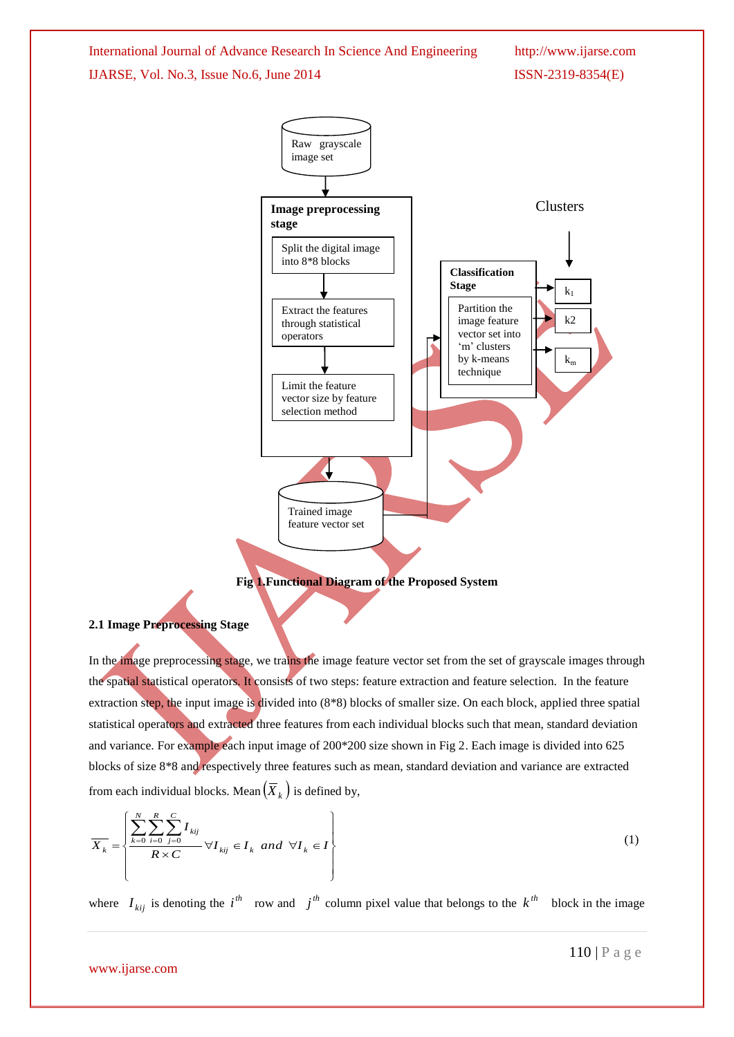Raw grayscale image set

**Image preprocessing stage**

Split the digital image into 8*8 blocks

Extract the features through statistical operators

Limit the feature vector size by feature selection method

Trained image feature vector set

**Classification Stage**

Partition the image feature vector set into 'm' clusters by k-means technique

Clusters

$k_1$

k2

$k_m$

**Fig 1.Functional Diagram of the Proposed System**

### 2.1 Image Preprocessing Stage

In the image preprocessing stage, we trains the image feature vector set from the set of grayscale images through the spatial statistical operators. It consists of two steps: feature extraction and feature selection. In the feature extraction step, the input image is divided into (8*8) blocks of smaller size. On each block, applied three spatial statistical operators and extracted three features from each individual blocks such that mean, standard deviation and variance. For example each input image of 200*200 size shown in Fig 2. Each image is divided into 625 blocks of size 8*8 and respectively three features such as mean, standard deviation and variance are extracted from each individual blocks. Mean $\left(\overline{X}_k\right)$ is defined by,

$$\overline{X_k} = \left\{ \frac{\sum_{k=0}^{N}\sum_{i=0}^{R}\sum_{j=0}^{C} I_{kij}}{R \times C} \; \forall I_{kij} \in I_k \; and \; \forall I_k \in I \right\} \tag{1}$$

where $I_{kij}$ is denoting the $i^{th}$ row and $j^{th}$ column pixel value that belongs to the $k^{th}$ block in the image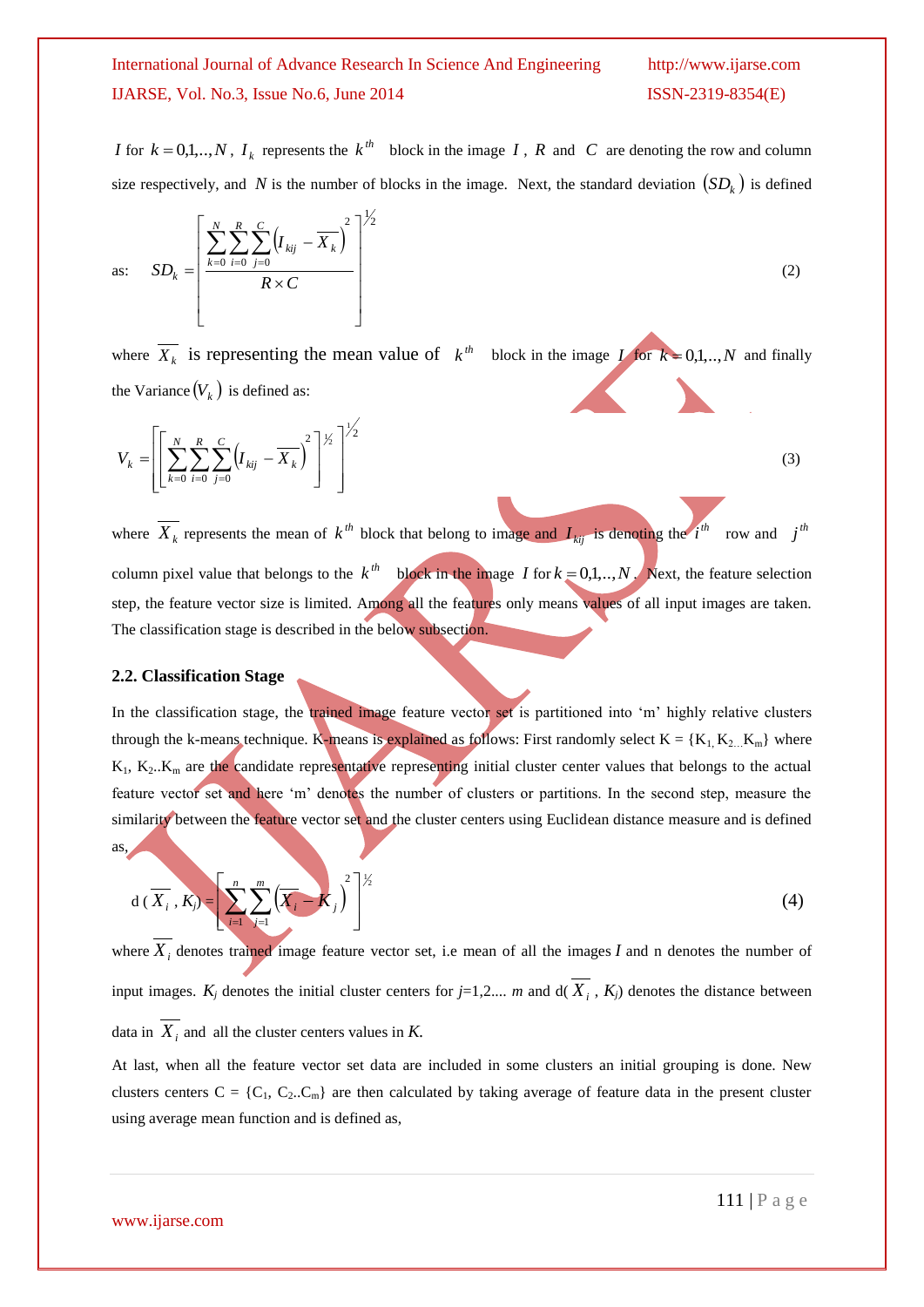$I$ for $k = 0,1,..,N$, $I_k$ represents the $k^{th}$ block in the image $I$, $R$ and $C$ are denoting the row and column size respectively, and $N$ is the number of blocks in the image. Next, the standard deviation $(SD_k)$ is defined

as: $$SD_k = \left[ \frac{\sum_{k=0}^{N} \sum_{i=0}^{R} \sum_{j=0}^{C} \left( I_{kij} - \overline{X_k} \right)^2}{R \times C} \right]^{1/2} \quad (2)$$

where $\overline{X_k}$ is representing the mean value of $k^{th}$ block in the image $I$ for $k = 0,1,..,N$ and finally the Variance $(V_k)$ is defined as:

$$V_k = \left[ \left[ \sum_{k=0}^{N} \sum_{i=0}^{R} \sum_{j=0}^{C} \left( I_{kij} - \overline{X_k} \right)^2 \right]^{1/2} \right]^{1/2} \quad (3)$$

where $\overline{X_k}$ represents the mean of $k^{th}$ block that belong to image and $I_{kij}$ is denoting the $i^{th}$ row and $j^{th}$ column pixel value that belongs to the $k^{th}$ block in the image $I$ for $k = 0,1,..,N$. Next, the feature selection step, the feature vector size is limited. Among all the features only means values of all input images are taken. The classification stage is described in the below subsection.

### 2.2. Classification Stage

In the classification stage, the trained image feature vector set is partitioned into 'm' highly relative clusters through the k-means technique. K-means is explained as follows: First randomly select K = {$K_1, K_2 ... K_m$} where $K_1, K_2..K_m$ are the candidate representative representing initial cluster center values that belongs to the actual feature vector set and here 'm' denotes the number of clusters or partitions. In the second step, measure the similarity between the feature vector set and the cluster centers using Euclidean distance measure and is defined as,

$$d\,(\overline{X_i}, K_j) = \left[ \sum_{i=1}^{n} \sum_{j=1}^{m} \left( \overline{X_i} - K_j \right)^2 \right]^{1/2} \quad (4)$$

where $\overline{X_i}$ denotes trained image feature vector set, i.e mean of all the images $I$ and n denotes the number of input images. $K_j$ denotes the initial cluster centers for $j$=1,2.... $m$ and d($\overline{X_i}$, $K_j$) denotes the distance between data in $\overline{X_i}$ and all the cluster centers values in $K$.

At last, when all the feature vector set data are included in some clusters an initial grouping is done. New clusters centers C = {$C_1, C_2..C_m$} are then calculated by taking average of feature data in the present cluster using average mean function and is defined as,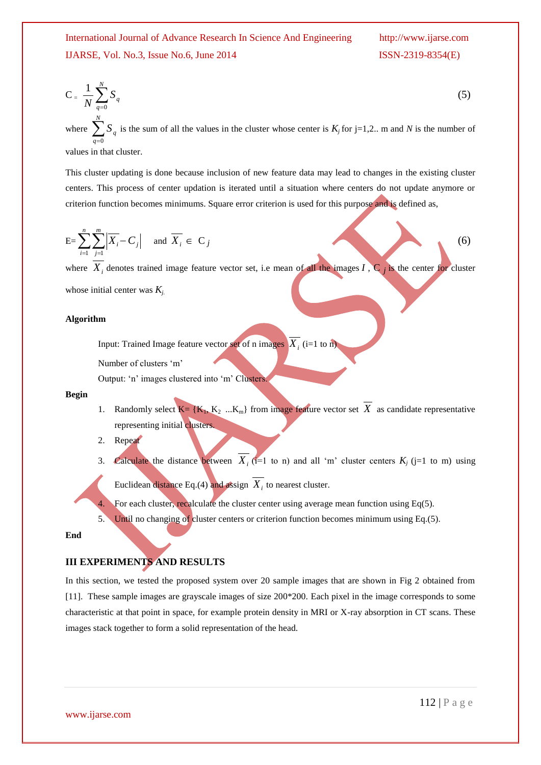$$\mathrm{C} = \frac{1}{N}\sum_{q=0}^{N} S_q \tag{5}$$

where $\sum_{q=0}^{N} S_q$ is the sum of all the values in the cluster whose center is $K_j$ for j=1,2.. m and $N$ is the number of values in that cluster.

This cluster updating is done because inclusion of new feature data may lead to changes in the existing cluster centers. This process of center updation is iterated until a situation where centers do not update anymore or criterion function becomes minimums. Square error criterion is used for this purpose and is defined as,

$$\mathrm{E}=\sum_{i=1}^{n}\sum_{j=1}^{m}\left|\overline{X_i}-C_j\right| \quad \text{and } \overline{X_i} \in \mathrm{C}_j \tag{6}$$

where $\overline{X_i}$ denotes trained image feature vector set, i.e mean of all the images $I$ , $\mathrm{C}_j$ is the center for cluster whose initial center was $K_j$.

**Algorithm**

Input: Trained Image feature vector set of n images $\overline{X_i}$ (i=1 to n)

Number of clusters 'm'

Output: 'n' images clustered into 'm' Clusters.

**Begin**

1. Randomly select K= {$K_1$, $K_2$ ...$K_m$} from image feature vector set $\overline{X}$ as candidate representative representing initial clusters.
2. Repeat
3. Calculate the distance between $\overline{X_i}$ (i=1 to n) and all 'm' cluster centers $K_j$ (j=1 to m) using Euclidean distance Eq.(4) and assign $\overline{X_i}$ to nearest cluster.
4. For each cluster, recalculate the cluster center using average mean function using Eq(5).
5. Until no changing of cluster centers or criterion function becomes minimum using Eq.(5).

**End**

## III EXPERIMENTS AND RESULTS

In this section, we tested the proposed system over 20 sample images that are shown in Fig 2 obtained from [11]. These sample images are grayscale images of size 200*200. Each pixel in the image corresponds to some characteristic at that point in space, for example protein density in MRI or X-ray absorption in CT scans. These images stack together to form a solid representation of the head.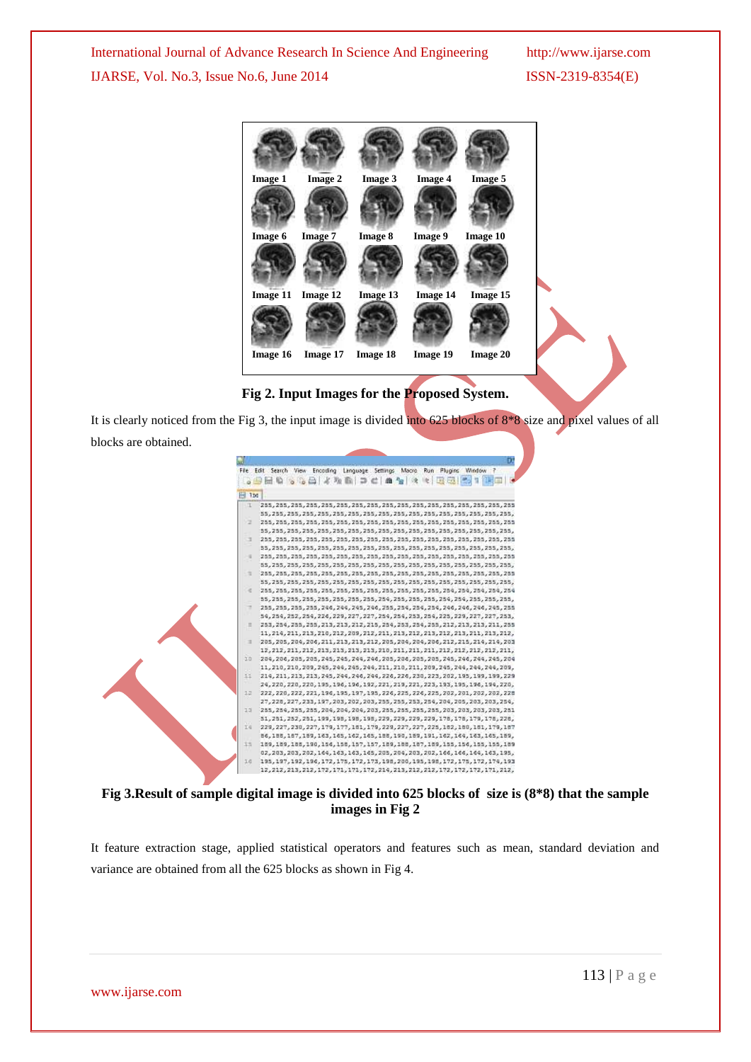Image 1 Image 2 Image 3 Image 4 Image 5

Image 6 Image 7 Image 8 Image 9 Image 10

Image 11 Image 12 Image 13 Image 14 Image 15

Image 16 Image 17 Image 18 Image 19 Image 20

**Fig 2. Input Images for the Proposed System.**

It is clearly noticed from the Fig 3, the input image is divided into 625 blocks of 8*8 size and pixel values of all blocks are obtained.

**Fig 3.Result of sample digital image is divided into 625 blocks of size is (8*8) that the sample images in Fig 2**

It feature extraction stage, applied statistical operators and features such as mean, standard deviation and variance are obtained from all the 625 blocks as shown in Fig 4.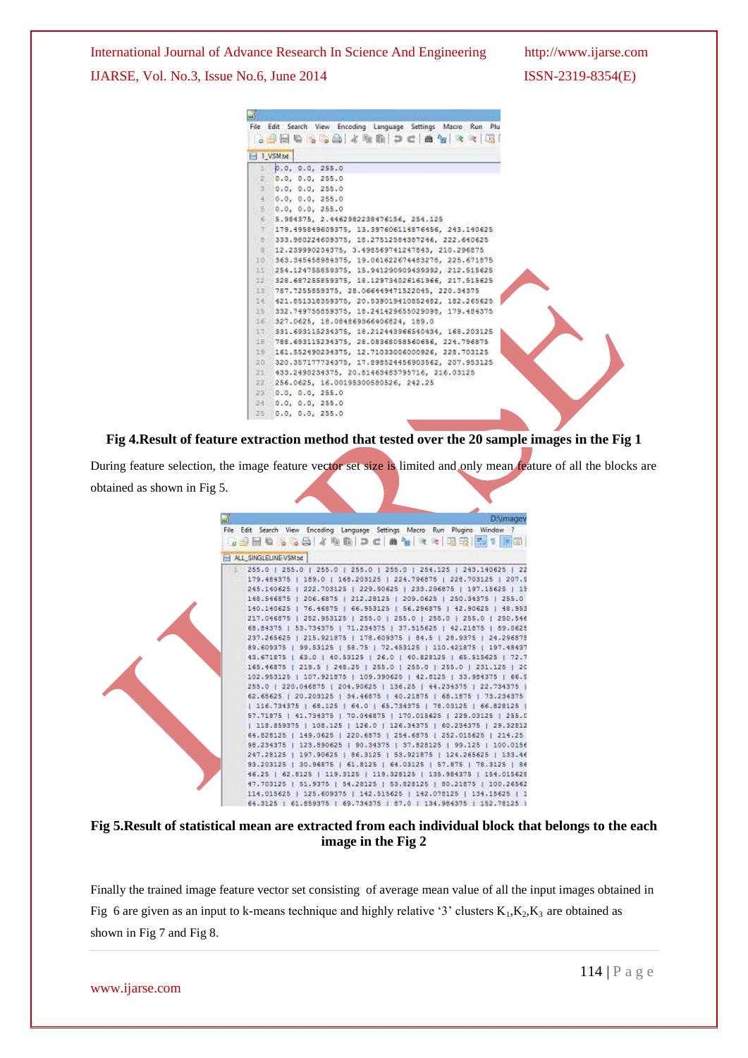**Fig 4.Result of feature extraction method that tested over the 20 sample images in the Fig 1**

During feature selection, the image feature vector set size is limited and only mean feature of all the blocks are obtained as shown in Fig 5.

**Fig 5.Result of statistical mean are extracted from each individual block that belongs to the each image in the Fig 2**

Finally the trained image feature vector set consisting of average mean value of all the input images obtained in Fig 6 are given as an input to k-means technique and highly relative '3' clusters $K_1$,$K_2$,$K_3$ are obtained as shown in Fig 7 and Fig 8.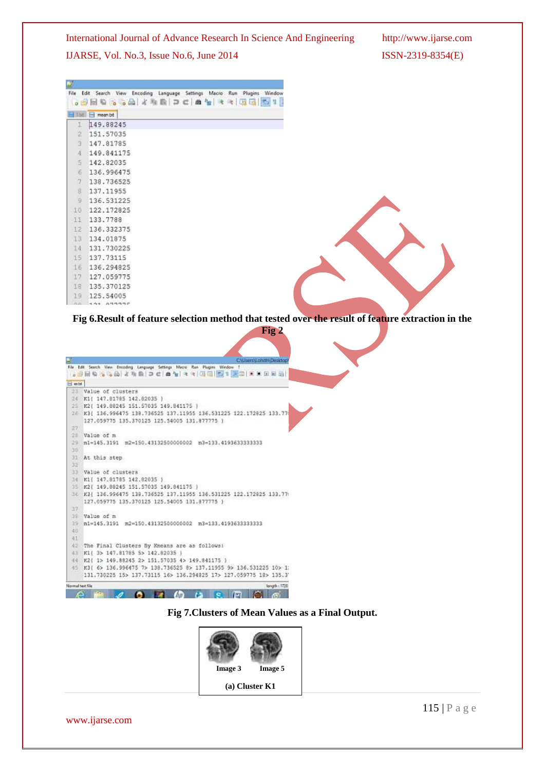Fig 6.Result of feature selection method that tested over the result of feature extraction in the Fig 2

Fig 7.Clusters of Mean Values as a Final Output.

Image 3 Image 5

(a) Cluster K1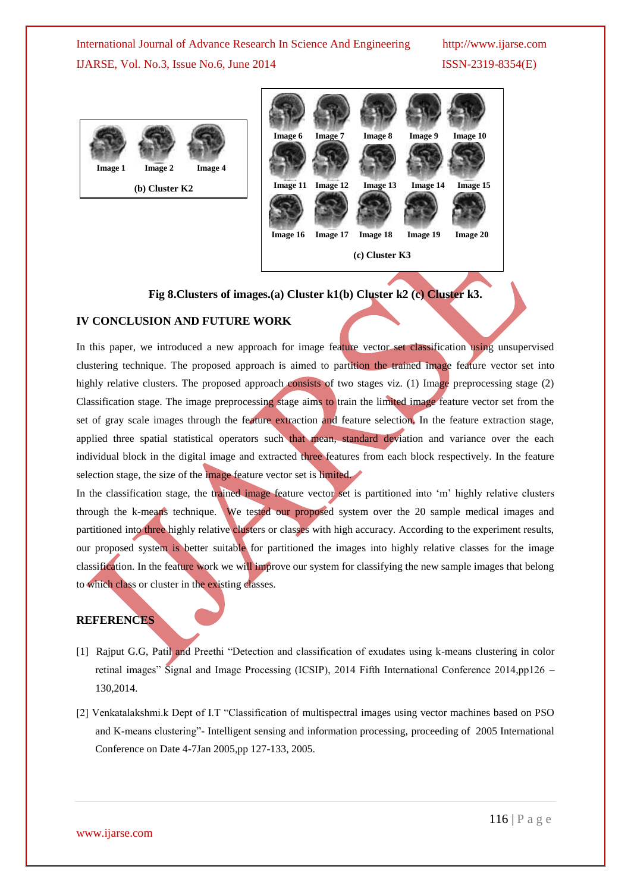Image 1   Image 2   Image 4

(b) Cluster K2

Image 6   Image 7   Image 8   Image 9   Image 10

Image 11   Image 12   Image 13   Image 14   Image 15

Image 16   Image 17   Image 18   Image 19   Image 20

(c) Cluster K3

**Fig 8.Clusters of images.(a) Cluster k1(b) Cluster k2 (c) Cluster k3.**

## IV CONCLUSION AND FUTURE WORK

In this paper, we introduced a new approach for image feature vector set classification using unsupervised clustering technique. The proposed approach is aimed to partition the trained image feature vector set into highly relative clusters. The proposed approach consists of two stages viz. (1) Image preprocessing stage (2) Classification stage. The image preprocessing stage aims to train the limited image feature vector set from the set of gray scale images through the feature extraction and feature selection. In the feature extraction stage, applied three spatial statistical operators such that mean, standard deviation and variance over the each individual block in the digital image and extracted three features from each block respectively. In the feature selection stage, the size of the image feature vector set is limited.

In the classification stage, the trained image feature vector set is partitioned into 'm' highly relative clusters through the k-means technique. We tested our proposed system over the 20 sample medical images and partitioned into three highly relative clusters or classes with high accuracy. According to the experiment results, our proposed system is better suitable for partitioned the images into highly relative classes for the image classification. In the feature work we will improve our system for classifying the new sample images that belong to which class or cluster in the existing classes.

## REFERENCES

[1] Rajput G.G, Patil and Preethi "Detection and classification of exudates using k-means clustering in color retinal images" Signal and Image Processing (ICSIP), 2014 Fifth International Conference 2014,pp126 – 130,2014.

[2] Venkatalakshmi.k Dept of I.T "Classification of multispectral images using vector machines based on PSO and K-means clustering"- Intelligent sensing and information processing, proceeding of 2005 International Conference on Date 4-7Jan 2005,pp 127-133, 2005.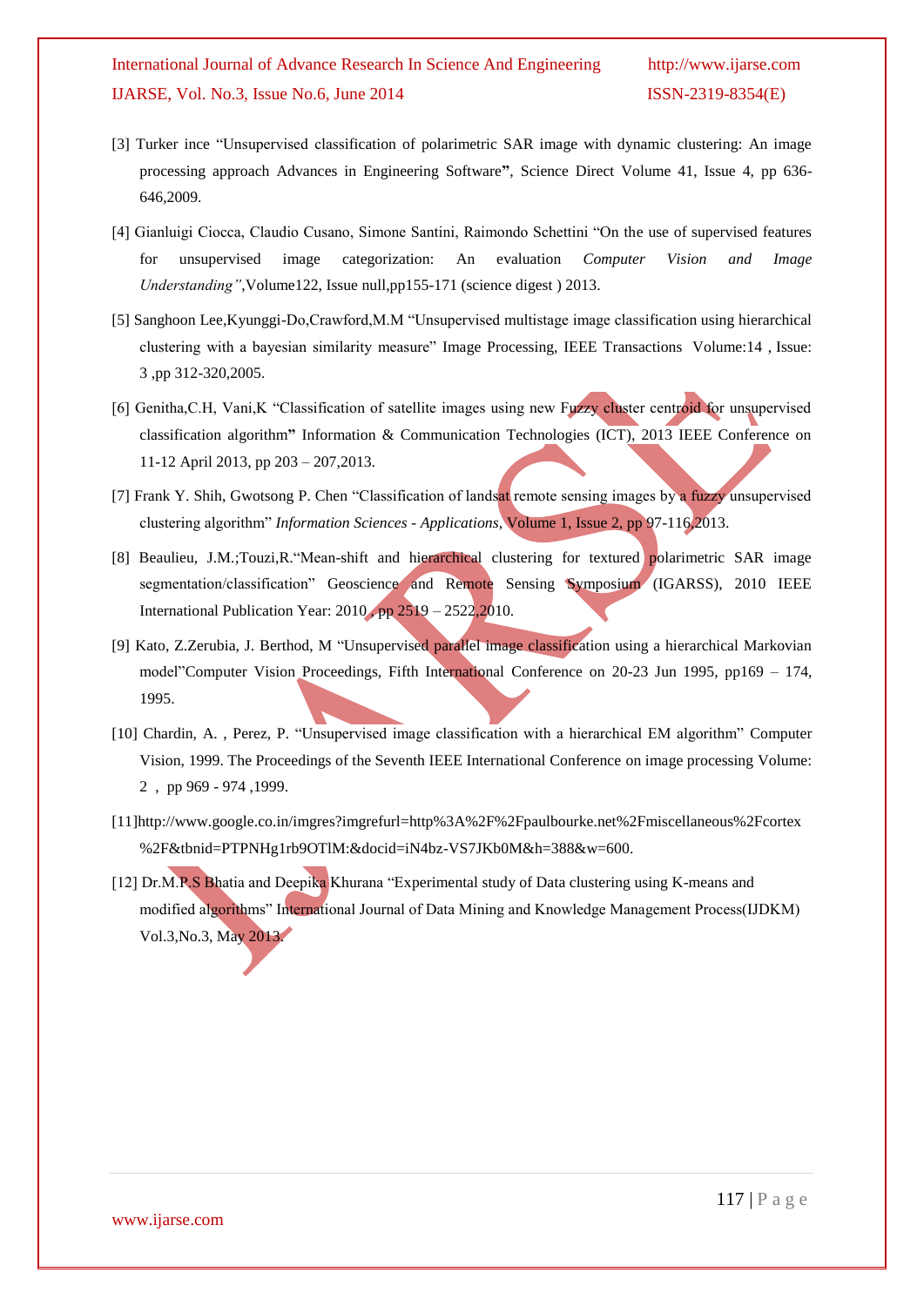[3] Turker ince “Unsupervised classification of polarimetric SAR image with dynamic clustering: An image processing approach Advances in Engineering Software”, Science Direct Volume 41, Issue 4, pp 636-646,2009.

[4] Gianluigi Ciocca, Claudio Cusano, Simone Santini, Raimondo Schettini “On the use of supervised features for unsupervised image categorization: An evaluation *Computer Vision and Image Understanding”*,Volume122, Issue null,pp155-171 (science digest ) 2013.

[5] Sanghoon Lee,Kyunggi-Do,Crawford,M.M “Unsupervised multistage image classification using hierarchical clustering with a bayesian similarity measure” Image Processing, IEEE Transactions Volume:14 , Issue: 3 ,pp 312-320,2005.

[6] Genitha,C.H, Vani,K “Classification of satellite images using new Fuzzy cluster centroid for unsupervised classification algorithm” Information & Communication Technologies (ICT), 2013 IEEE Conference on 11-12 April 2013, pp 203 – 207,2013.

[7] Frank Y. Shih, Gwotsong P. Chen “Classification of landsat remote sensing images by a fuzzy unsupervised clustering algorithm” *Information Sciences - Applications*, Volume 1, Issue 2, pp 97-116,2013.

[8] Beaulieu, J.M.;Touzi,R.“Mean-shift and hierarchical clustering for textured polarimetric SAR image segmentation/classification” Geoscience and Remote Sensing Symposium (IGARSS), 2010 IEEE International Publication Year: 2010 , pp 2519 – 2522,2010.

[9] Kato, Z.Zerubia, J. Berthod, M “Unsupervised parallel image classification using a hierarchical Markovian model”Computer Vision Proceedings, Fifth International Conference on 20-23 Jun 1995, pp169 – 174, 1995.

[10] Chardin, A. , Perez, P. “Unsupervised image classification with a hierarchical EM algorithm” Computer Vision, 1999. The Proceedings of the Seventh IEEE International Conference on image processing Volume: 2 , pp 969 - 974 ,1999.

[11]http://www.google.co.in/imgres?imgrefurl=http%3A%2F%2Fpaulbourke.net%2Fmiscellaneous%2Fcortex%2F&tbnid=PTPNHg1rb9OTlM:&docid=iN4bz-VS7JKb0M&h=388&w=600.

[12] Dr.M.P.S Bhatia and Deepika Khurana “Experimental study of Data clustering using K-means and modified algorithms” International Journal of Data Mining and Knowledge Management Process(IJDKM) Vol.3,No.3, May 2013.